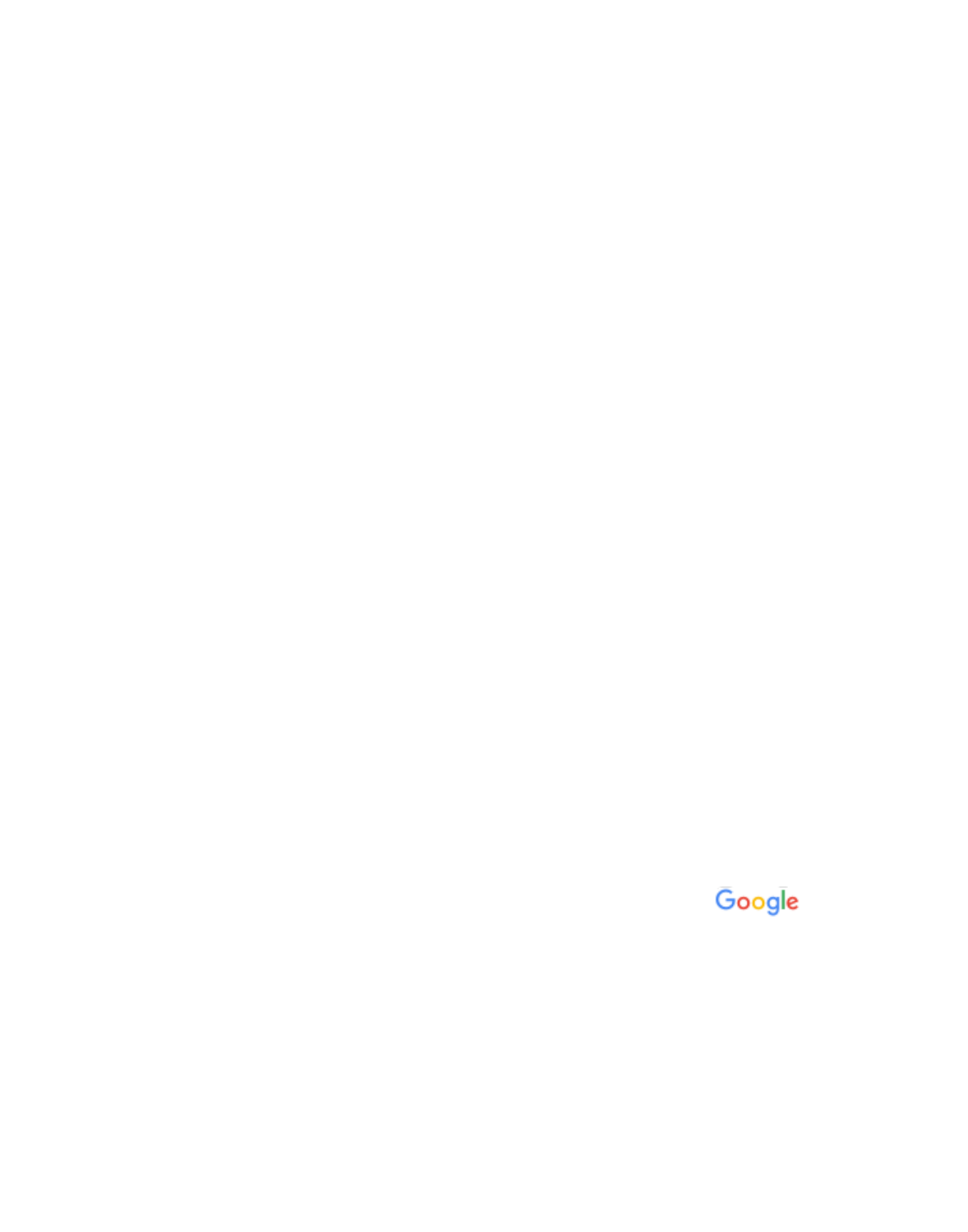Google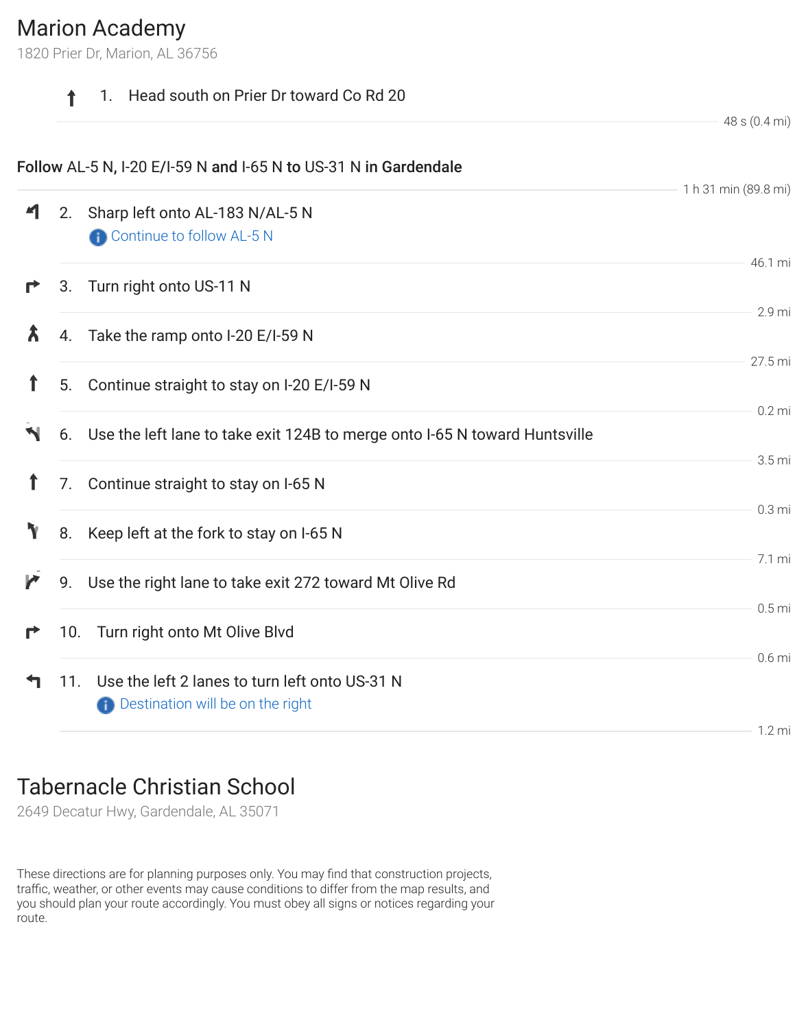# Marion Academy

1820 Prier Dr, Marion, AL 36756

1. Head south on Prier Dr toward Co Rd 20

48 s (0.4 mi)

**Follow AL-5 N, I-20 E/I-59 N and I-65 N to US-31 N in Gardendale**

1 h 31 min (89.8 mi)

2. Sharp left onto AL-183 N/AL-5 N
   Continue to follow AL-5 N

46.1 mi

3. Turn right onto US-11 N

2.9 mi

4. Take the ramp onto I-20 E/I-59 N

27.5 mi

5. Continue straight to stay on I-20 E/I-59 N

0.2 mi

6. Use the left lane to take exit 124B to merge onto I-65 N toward Huntsville

3.5 mi

7. Continue straight to stay on I-65 N

0.3 mi

8. Keep left at the fork to stay on I-65 N

7.1 mi

9. Use the right lane to take exit 272 toward Mt Olive Rd

0.5 mi

10. Turn right onto Mt Olive Blvd

0.6 mi

11. Use the left 2 lanes to turn left onto US-31 N
    Destination will be on the right

1.2 mi

# Tabernacle Christian School

2649 Decatur Hwy, Gardendale, AL 35071

These directions are for planning purposes only. You may find that construction projects, traffic, weather, or other events may cause conditions to differ from the map results, and you should plan your route accordingly. You must obey all signs or notices regarding your route.